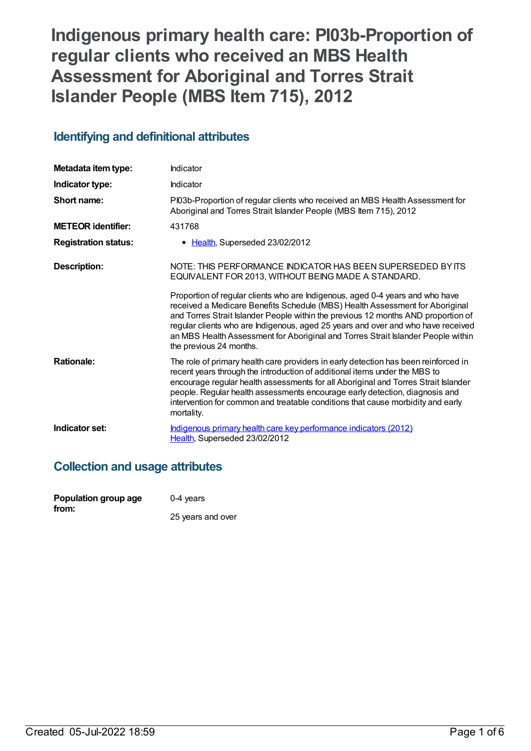# Indigenous primary health care: PI03b-Proportion of regular clients who received an MBS Health Assessment for Aboriginal and Torres Strait Islander People (MBS Item 715), 2012

## Identifying and definitional attributes

| | |
|---|---|
| **Metadata item type:** | Indicator |
| **Indicator type:** | Indicator |
| **Short name:** | PI03b-Proportion of regular clients who received an MBS Health Assessment for Aboriginal and Torres Strait Islander People (MBS Item 715), 2012 |
| **METEOR identifier:** | 431768 |
| **Registration status:** | • Health, Superseded 23/02/2012 |
| **Description:** | NOTE: THIS PERFORMANCE INDICATOR HAS BEEN SUPERSEDED BY ITS EQUIVALENT FOR 2013, WITHOUT BEING MADE A STANDARD.<br><br>Proportion of regular clients who are Indigenous, aged 0-4 years and who have received a Medicare Benefits Schedule (MBS) Health Assessment for Aboriginal and Torres Strait Islander People within the previous 12 months AND proportion of regular clients who are Indigenous, aged 25 years and over and who have received an MBS Health Assessment for Aboriginal and Torres Strait Islander People within the previous 24 months. |
| **Rationale:** | The role of primary health care providers in early detection has been reinforced in recent years through the introduction of additional items under the MBS to encourage regular health assessments for all Aboriginal and Torres Strait Islander people. Regular health assessments encourage early detection, diagnosis and intervention for common and treatable conditions that cause morbidity and early mortality. |
| **Indicator set:** | Indigenous primary health care key performance indicators (2012)<br>Health, Superseded 23/02/2012 |

## Collection and usage attributes

| | |
|---|---|
| **Population group age from:** | 0-4 years<br><br>25 years and over |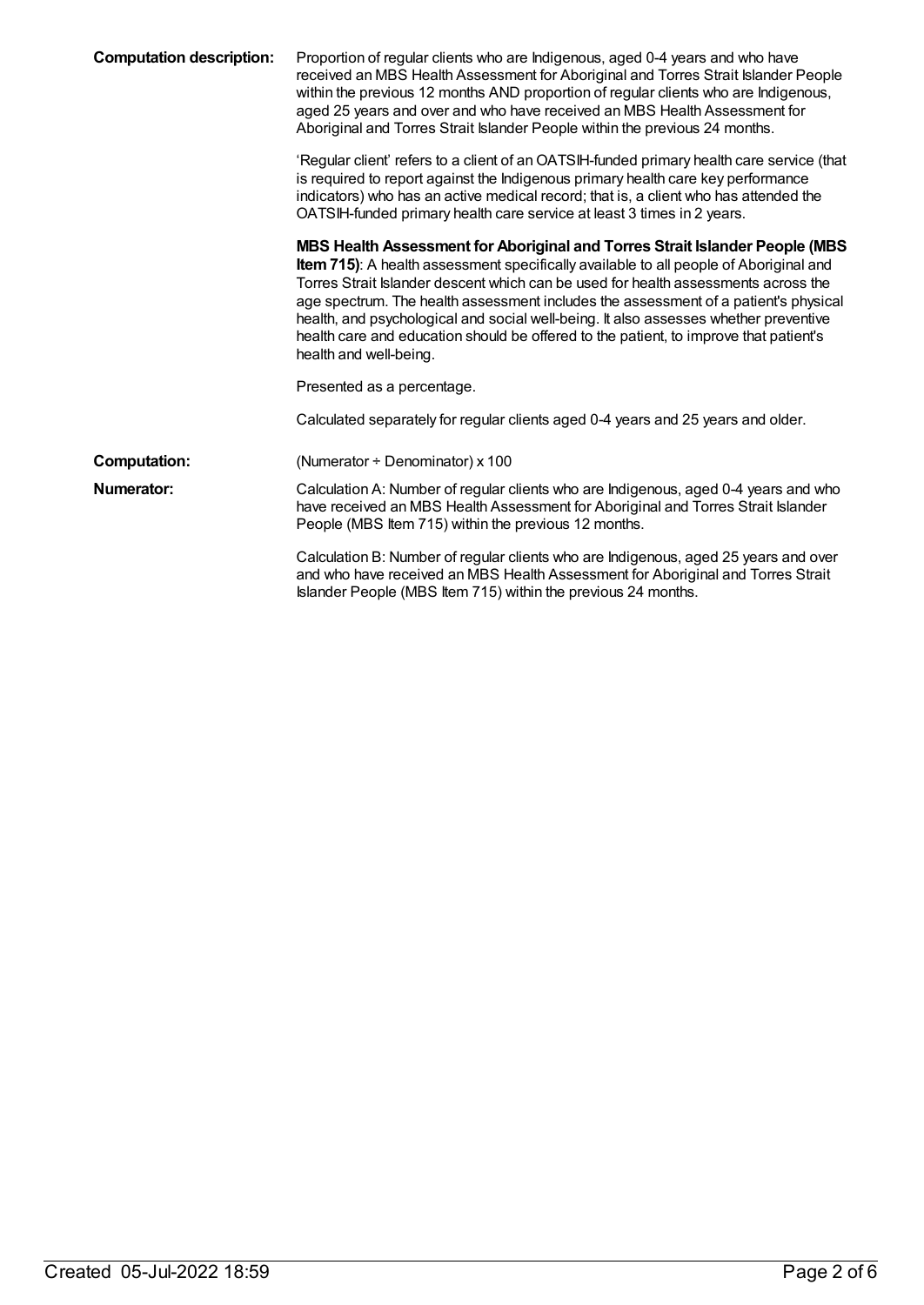**Computation description:** Proportion of regular clients who are Indigenous, aged 0-4 years and who have received an MBS Health Assessment for Aboriginal and Torres Strait Islander People within the previous 12 months AND proportion of regular clients who are Indigenous, aged 25 years and over and who have received an MBS Health Assessment for Aboriginal and Torres Strait Islander People within the previous 24 months.

'Regular client' refers to a client of an OATSIH-funded primary health care service (that is required to report against the Indigenous primary health care key performance indicators) who has an active medical record; that is, a client who has attended the OATSIH-funded primary health care service at least 3 times in 2 years.

**MBS Health Assessment for Aboriginal and Torres Strait Islander People (MBS Item 715)**: A health assessment specifically available to all people of Aboriginal and Torres Strait Islander descent which can be used for health assessments across the age spectrum. The health assessment includes the assessment of a patient's physical health, and psychological and social well-being. It also assesses whether preventive health care and education should be offered to the patient, to improve that patient's health and well-being.

Presented as a percentage.

Calculated separately for regular clients aged 0-4 years and 25 years and older.

**Computation:** (Numerator ÷ Denominator) x 100

**Numerator:** Calculation A: Number of regular clients who are Indigenous, aged 0-4 years and who have received an MBS Health Assessment for Aboriginal and Torres Strait Islander People (MBS Item 715) within the previous 12 months.

Calculation B: Number of regular clients who are Indigenous, aged 25 years and over and who have received an MBS Health Assessment for Aboriginal and Torres Strait Islander People (MBS Item 715) within the previous 24 months.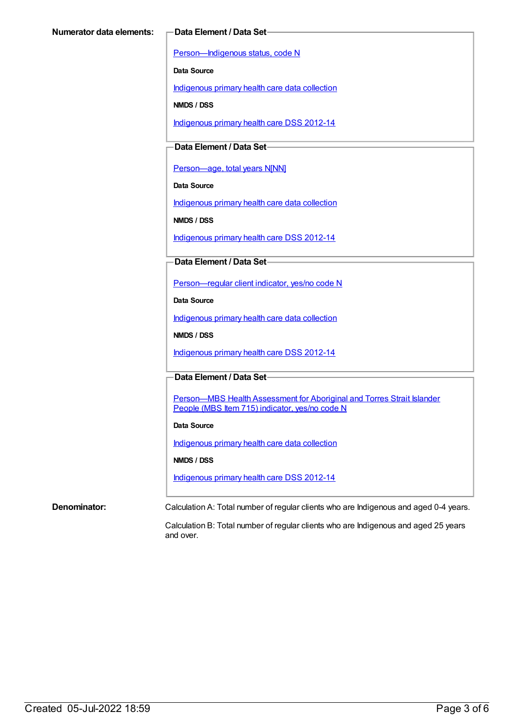**Numerator data elements:**

**Data Element / Data Set**

Person—Indigenous status, code N

**Data Source**

Indigenous primary health care data collection

**NMDS / DSS**

Indigenous primary health care DSS 2012-14

**Data Element / Data Set**

Person—age, total years N[NN]

**Data Source**

Indigenous primary health care data collection

**NMDS / DSS**

Indigenous primary health care DSS 2012-14

**Data Element / Data Set**

Person—regular client indicator, yes/no code N

**Data Source**

Indigenous primary health care data collection

**NMDS / DSS**

Indigenous primary health care DSS 2012-14

**Data Element / Data Set**

Person—MBS Health Assessment for Aboriginal and Torres Strait Islander People (MBS Item 715) indicator, yes/no code N

**Data Source**

Indigenous primary health care data collection

**NMDS / DSS**

Indigenous primary health care DSS 2012-14

**Denominator:**

Calculation A: Total number of regular clients who are Indigenous and aged 0-4 years.

Calculation B: Total number of regular clients who are Indigenous and aged 25 years and over.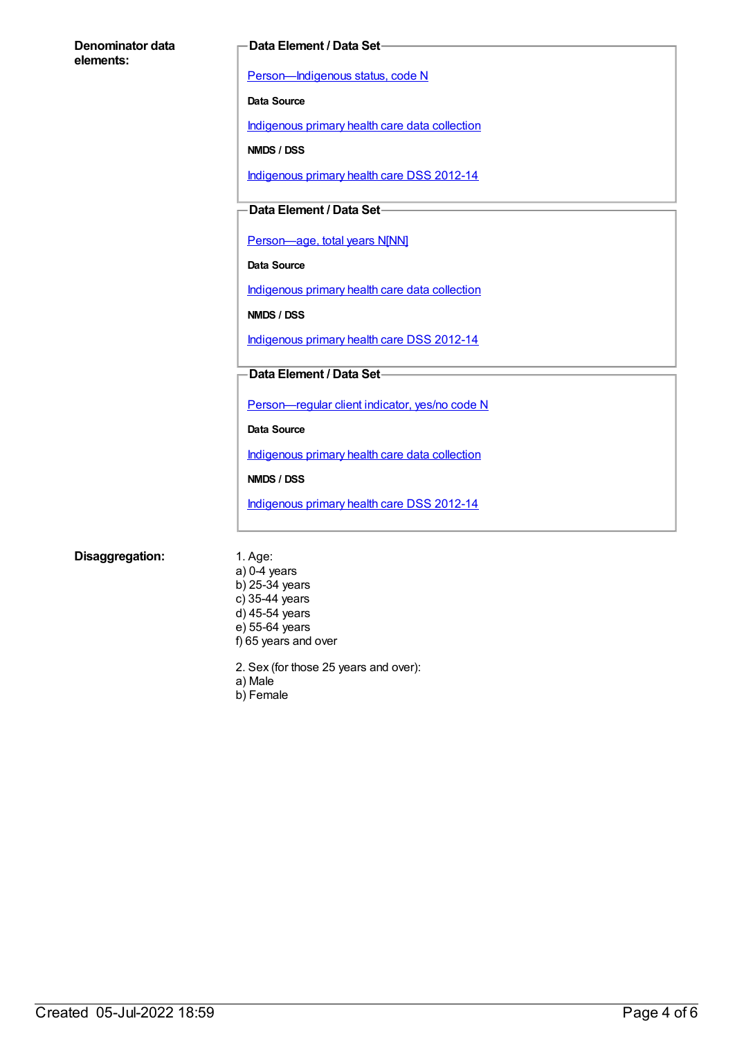**Denominator data elements:**

**Data Element / Data Set**

[Person—Indigenous status, code N]

**Data Source**

[Indigenous primary health care data collection]

**NMDS / DSS**

[Indigenous primary health care DSS 2012-14]

**Data Element / Data Set**

[Person—age, total years N[NN]]

**Data Source**

[Indigenous primary health care data collection]

**NMDS / DSS**

[Indigenous primary health care DSS 2012-14]

**Data Element / Data Set**

[Person—regular client indicator, yes/no code N]

**Data Source**

[Indigenous primary health care data collection]

**NMDS / DSS**

[Indigenous primary health care DSS 2012-14]

**Disaggregation:**

1. Age:
a) 0-4 years
b) 25-34 years
c) 35-44 years
d) 45-54 years
e) 55-64 years
f) 65 years and over

2. Sex (for those 25 years and over):
a) Male
b) Female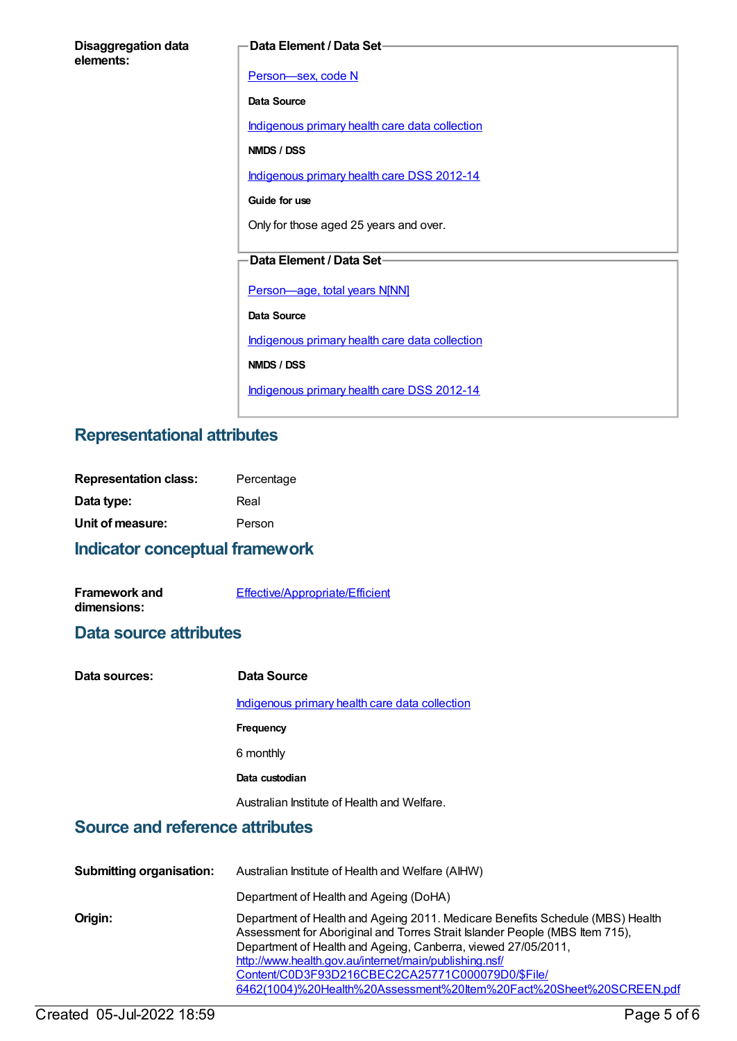**Disaggregation data elements:**

**Data Element / Data Set**

[Person—sex, code N]

**Data Source**

[Indigenous primary health care data collection]

**NMDS / DSS**

[Indigenous primary health care DSS 2012-14]

**Guide for use**

Only for those aged 25 years and over.

**Data Element / Data Set**

[Person—age, total years N[NN]]

**Data Source**

[Indigenous primary health care data collection]

**NMDS / DSS**

[Indigenous primary health care DSS 2012-14]

## Representational attributes

**Representation class:** Percentage

**Data type:** Real

**Unit of measure:** Person

## Indicator conceptual framework

**Framework and dimensions:** Effective/Appropriate/Efficient

## Data source attributes

**Data sources:**

**Data Source**

Indigenous primary health care data collection

**Frequency**

6 monthly

**Data custodian**

Australian Institute of Health and Welfare.

## Source and reference attributes

**Submitting organisation:** Australian Institute of Health and Welfare (AIHW)

Department of Health and Ageing (DoHA)

**Origin:** Department of Health and Ageing 2011. Medicare Benefits Schedule (MBS) Health Assessment for Aboriginal and Torres Strait Islander People (MBS Item 715), Department of Health and Ageing, Canberra, viewed 27/05/2011, http://www.health.gov.au/internet/main/publishing.nsf/Content/C0D3F93D216CBEC2CA25771C000079D0/$File/6462(1004)%20Health%20Assessment%20Item%20Fact%20Sheet%20SCREEN.pdf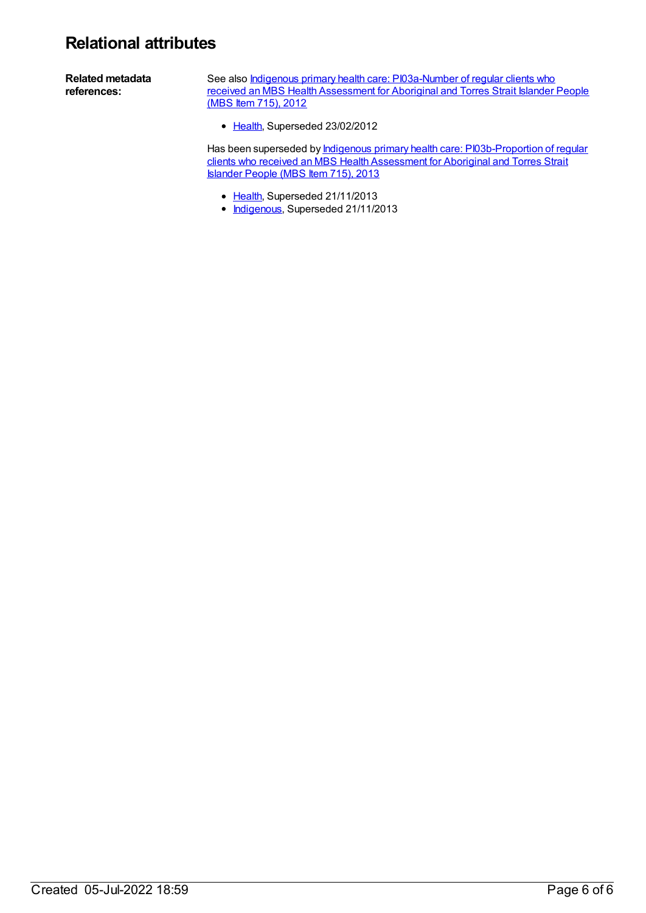## Relational attributes

**Related metadata references:**

See also Indigenous primary health care: PI03a-Number of regular clients who received an MBS Health Assessment for Aboriginal and Torres Strait Islander People (MBS Item 715), 2012

- Health, Superseded 23/02/2012

Has been superseded by Indigenous primary health care: PI03b-Proportion of regular clients who received an MBS Health Assessment for Aboriginal and Torres Strait Islander People (MBS Item 715), 2013

- Health, Superseded 21/11/2013
- Indigenous, Superseded 21/11/2013